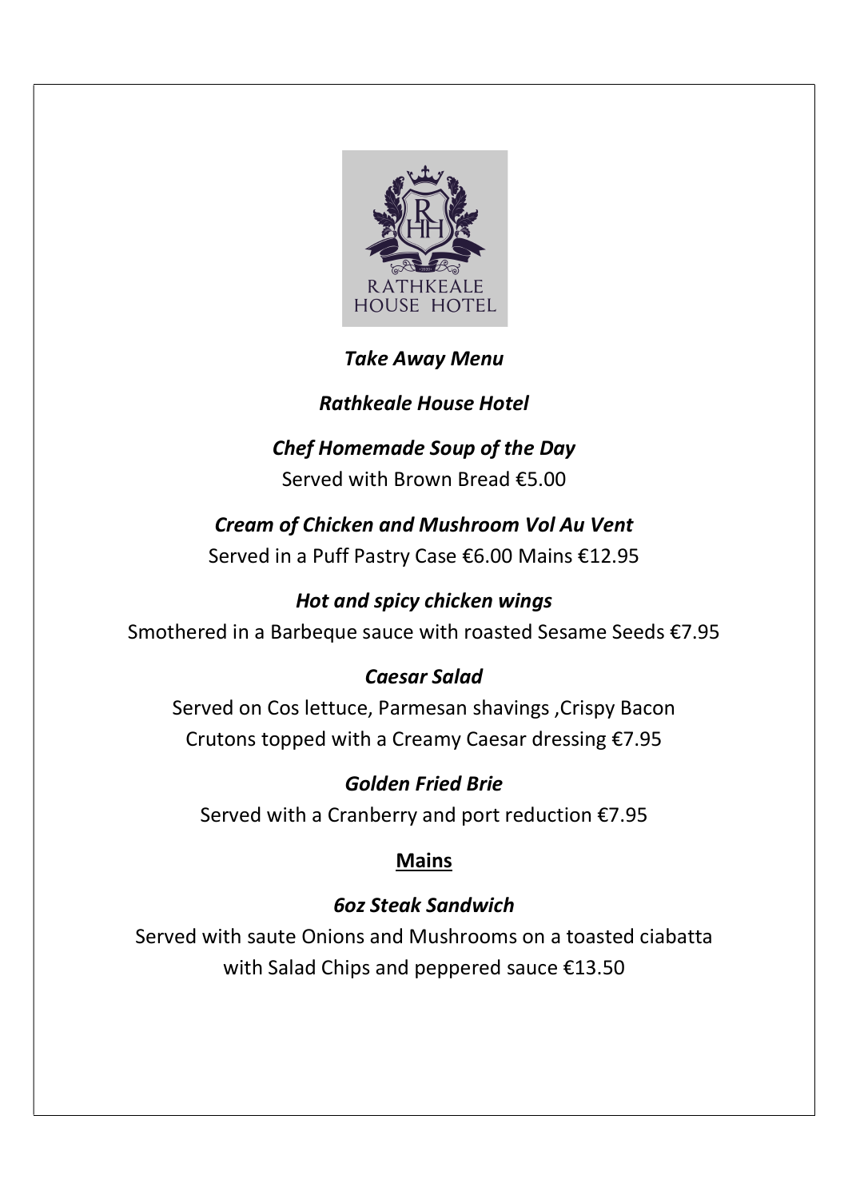RATHKEALE HOUSE HOTEL

# *Take Away Menu*

## *Rathkeale House Hotel*

### *Chef Homemade Soup of the Day*

Served with Brown Bread €5.00

### *Cream of Chicken and Mushroom Vol Au Vent*

Served in a Puff Pastry Case €6.00 Mains €12.95

### *Hot and spicy chicken wings*

Smothered in a Barbeque sauce with roasted Sesame Seeds €7.95

### *Caesar Salad*

Served on Cos lettuce, Parmesan shavings ,Crispy Bacon Crutons topped with a Creamy Caesar dressing €7.95

### *Golden Fried Brie*

Served with a Cranberry and port reduction €7.95

## **Mains**

### *6oz Steak Sandwich*

Served with saute Onions and Mushrooms on a toasted ciabatta with Salad Chips and peppered sauce €13.50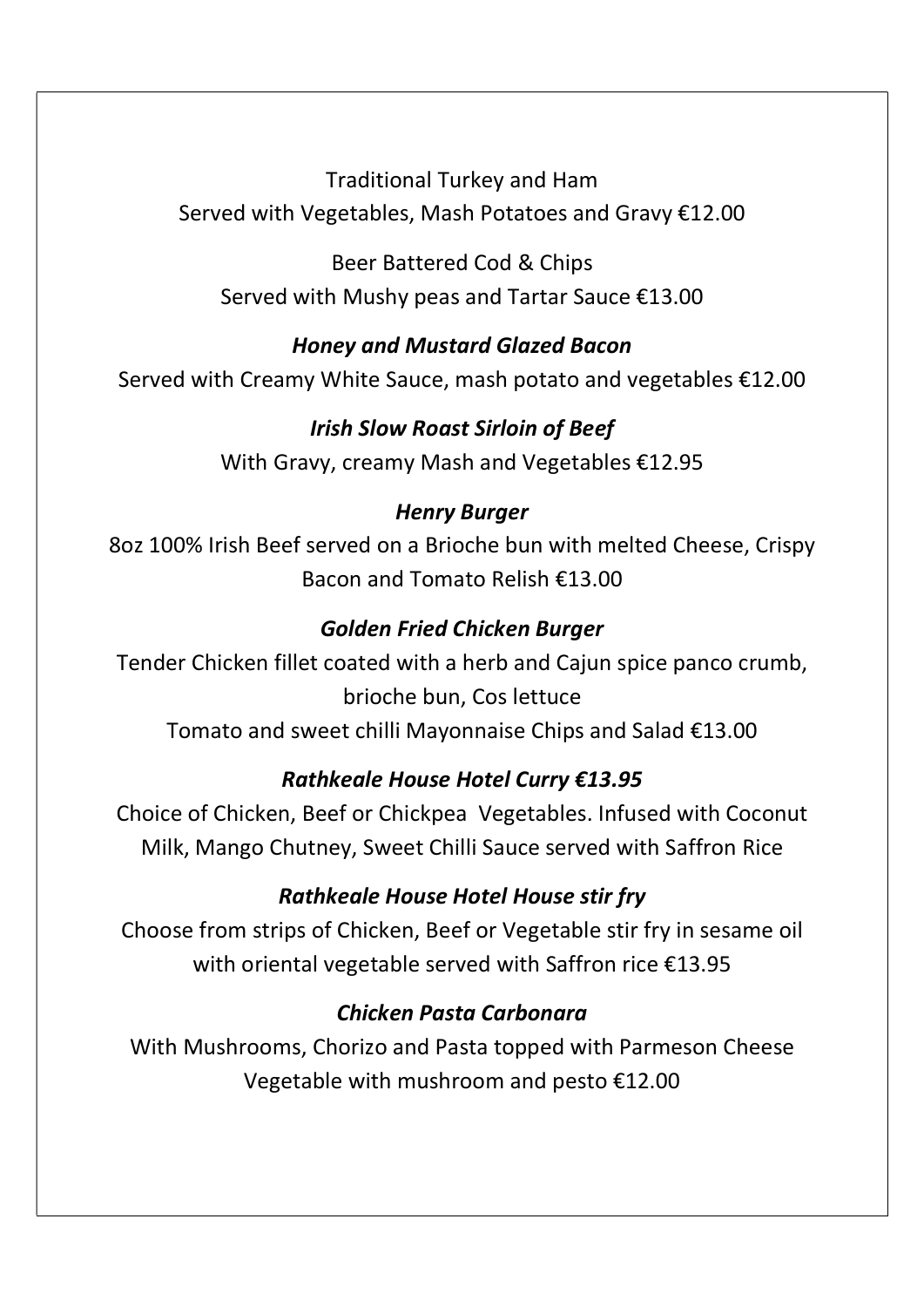Traditional Turkey and Ham
Served with Vegetables, Mash Potatoes and Gravy €12.00

Beer Battered Cod & Chips
Served with Mushy peas and Tartar Sauce €13.00

***Honey and Mustard Glazed Bacon***
Served with Creamy White Sauce, mash potato and vegetables €12.00

***Irish Slow Roast Sirloin of Beef***
With Gravy, creamy Mash and Vegetables €12.95

***Henry Burger***
8oz 100% Irish Beef served on a Brioche bun with melted Cheese, Crispy Bacon and Tomato Relish €13.00

***Golden Fried Chicken Burger***
Tender Chicken fillet coated with a herb and Cajun spice panco crumb, brioche bun, Cos lettuce
Tomato and sweet chilli Mayonnaise Chips and Salad €13.00

***Rathkeale House Hotel Curry €13.95***
Choice of Chicken, Beef or Chickpea Vegetables. Infused with Coconut Milk, Mango Chutney, Sweet Chilli Sauce served with Saffron Rice

***Rathkeale House Hotel House stir fry***
Choose from strips of Chicken, Beef or Vegetable stir fry in sesame oil with oriental vegetable served with Saffron rice €13.95

***Chicken Pasta Carbonara***
With Mushrooms, Chorizo and Pasta topped with Parmeson Cheese
Vegetable with mushroom and pesto €12.00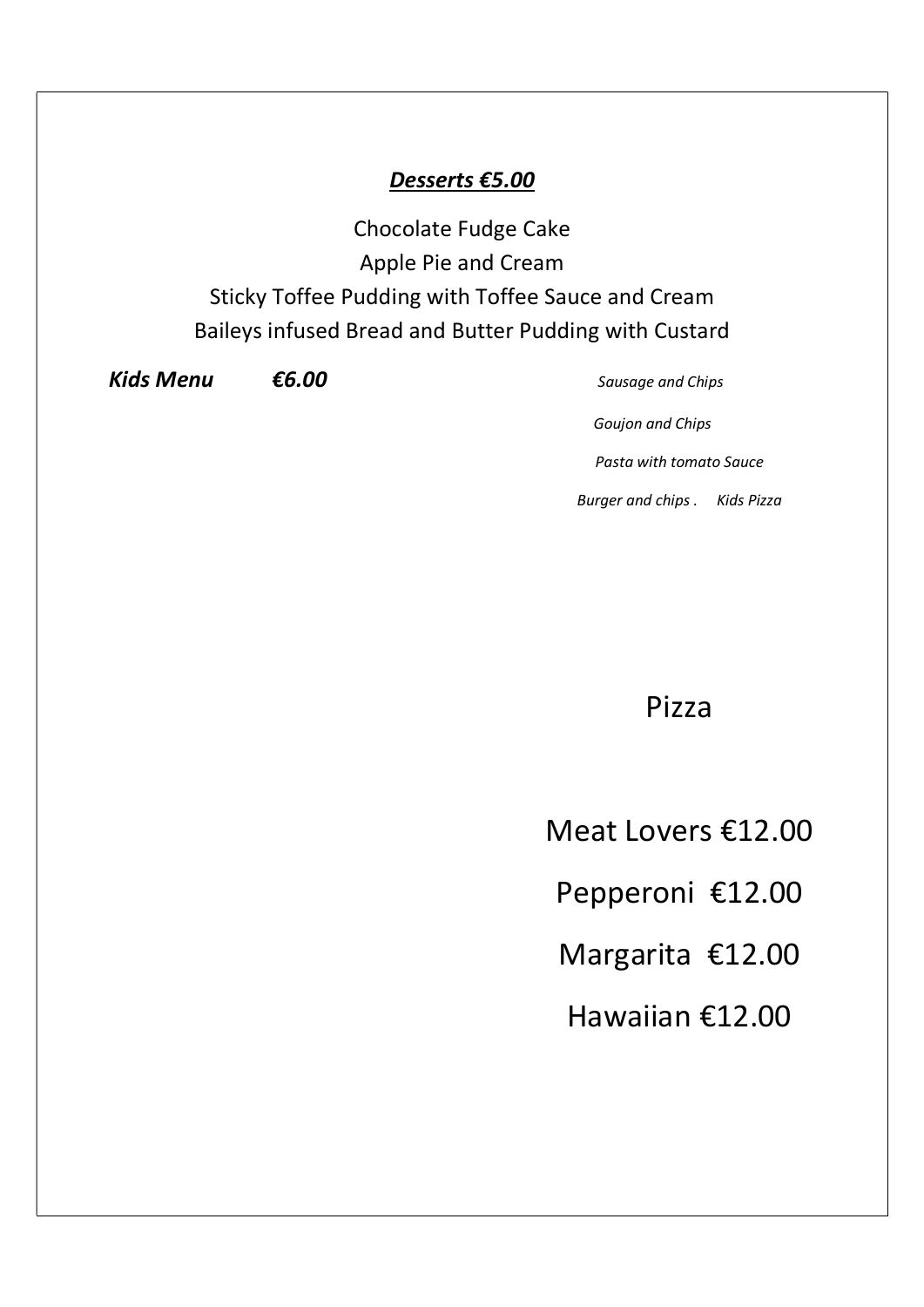## ***Desserts €5.00***

Chocolate Fudge Cake
Apple Pie and Cream
Sticky Toffee Pudding with Toffee Sauce and Cream
Baileys infused Bread and Butter Pudding with Custard

***Kids Menu €6.00***

*Sausage and Chips*

*Goujon and Chips*

*Pasta with tomato Sauce*

*Burger and chips . Kids Pizza*

## Pizza

Meat Lovers €12.00

Pepperoni €12.00

Margarita €12.00

Hawaiian €12.00